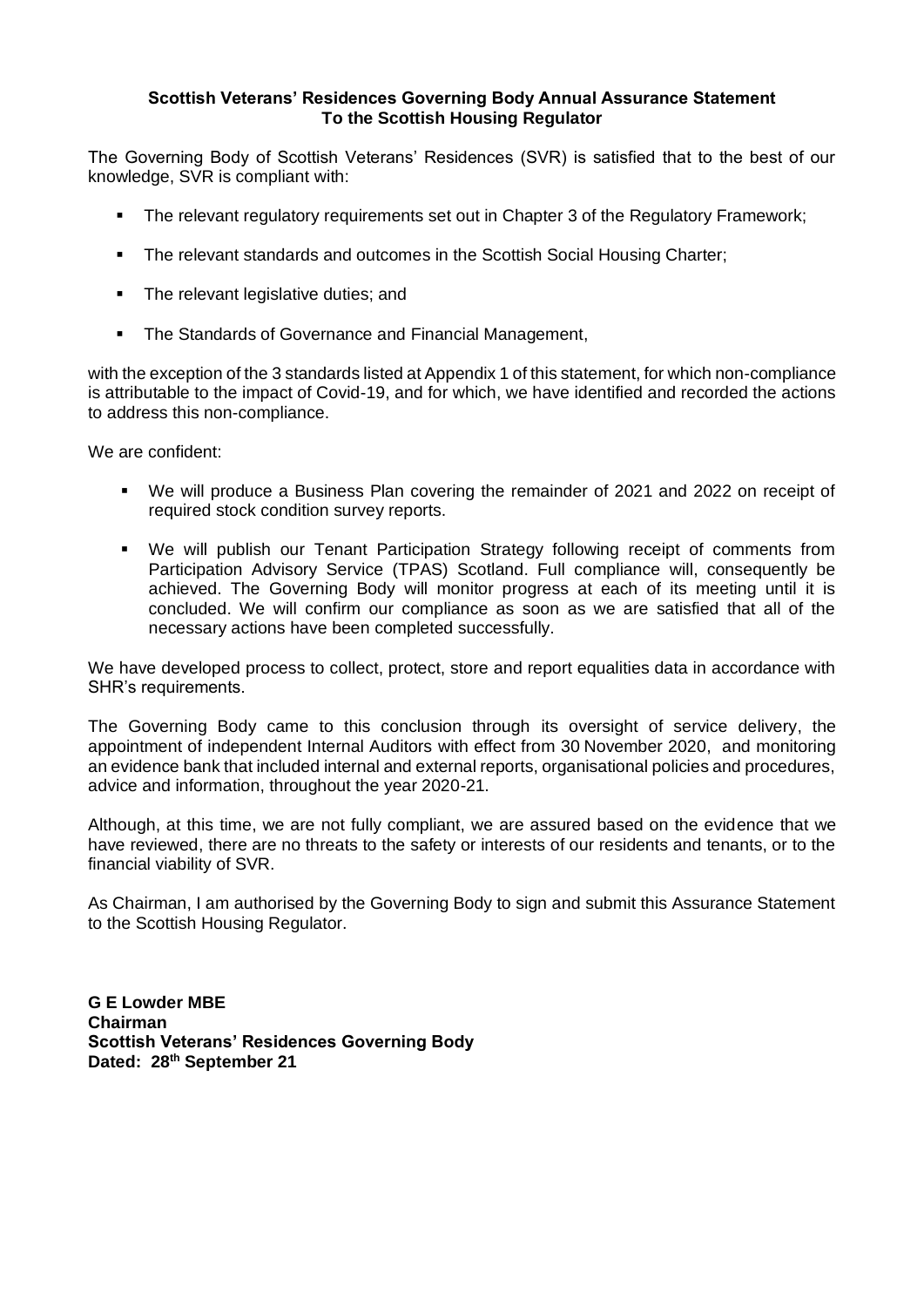**Scottish Veterans' Residences Governing Body Annual Assurance Statement**
**To the Scottish Housing Regulator**

The Governing Body of Scottish Veterans' Residences (SVR) is satisfied that to the best of our knowledge, SVR is compliant with:

- The relevant regulatory requirements set out in Chapter 3 of the Regulatory Framework;
- The relevant standards and outcomes in the Scottish Social Housing Charter;
- The relevant legislative duties; and
- The Standards of Governance and Financial Management,

with the exception of the 3 standards listed at Appendix 1 of this statement, for which non-compliance is attributable to the impact of Covid-19, and for which, we have identified and recorded the actions to address this non-compliance.

We are confident:

- We will produce a Business Plan covering the remainder of 2021 and 2022 on receipt of required stock condition survey reports.
- We will publish our Tenant Participation Strategy following receipt of comments from Participation Advisory Service (TPAS) Scotland. Full compliance will, consequently be achieved. The Governing Body will monitor progress at each of its meeting until it is concluded. We will confirm our compliance as soon as we are satisfied that all of the necessary actions have been completed successfully.

We have developed process to collect, protect, store and report equalities data in accordance with SHR's requirements.

The Governing Body came to this conclusion through its oversight of service delivery, the appointment of independent Internal Auditors with effect from 30 November 2020, and monitoring an evidence bank that included internal and external reports, organisational policies and procedures, advice and information, throughout the year 2020-21.

Although, at this time, we are not fully compliant, we are assured based on the evidence that we have reviewed, there are no threats to the safety or interests of our residents and tenants, or to the financial viability of SVR.

As Chairman, I am authorised by the Governing Body to sign and submit this Assurance Statement to the Scottish Housing Regulator.

**G E Lowder MBE**
**Chairman**
**Scottish Veterans' Residences Governing Body**
**Dated: 28th September 21**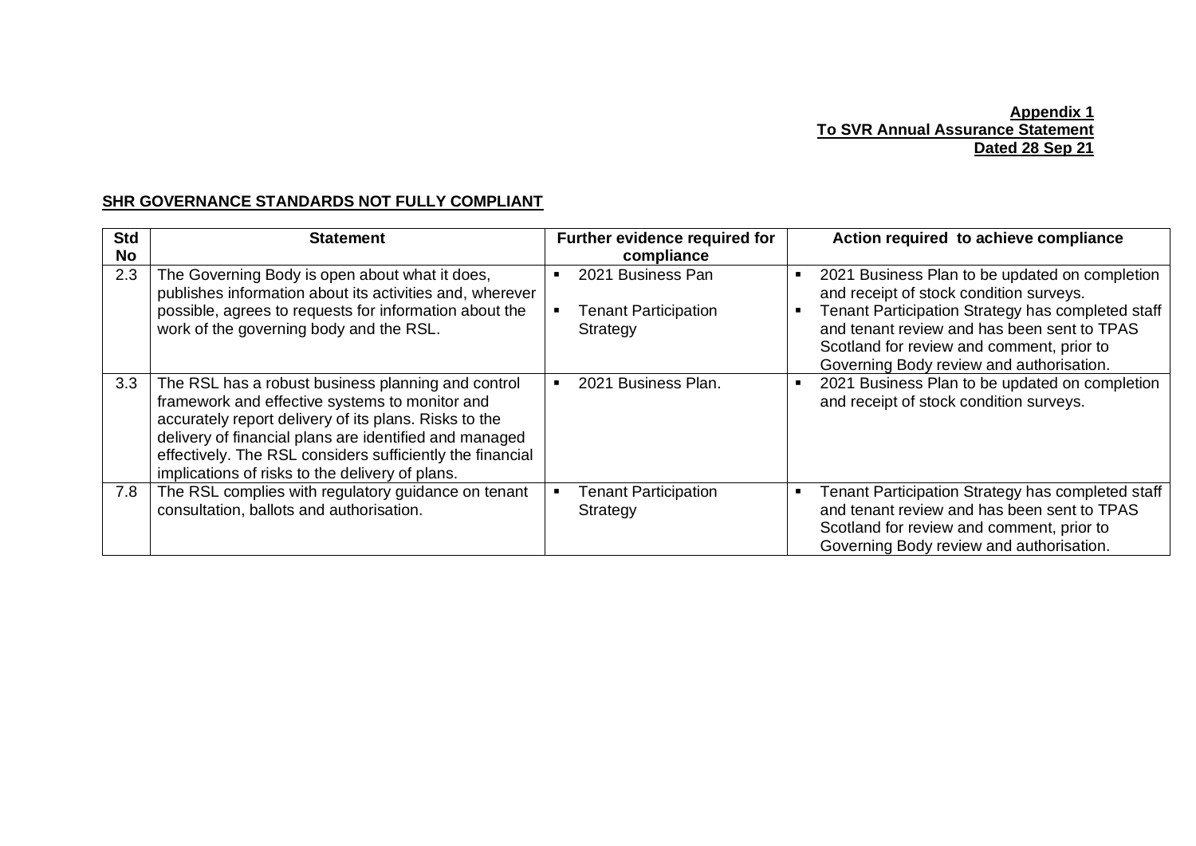**Appendix 1**
**To SVR Annual Assurance Statement**
**Dated 28 Sep 21**

**SHR GOVERNANCE STANDARDS NOT FULLY COMPLIANT**

| Std No | Statement | Further evidence required for compliance | Action required to achieve compliance |
|---|---|---|---|
| 2.3 | The Governing Body is open about what it does, publishes information about its activities and, wherever possible, agrees to requests for information about the work of the governing body and the RSL. | ▪ 2021 Business Pan<br>▪ Tenant Participation Strategy | ▪ 2021 Business Plan to be updated on completion and receipt of stock condition surveys.<br>▪ Tenant Participation Strategy has completed staff and tenant review and has been sent to TPAS Scotland for review and comment, prior to Governing Body review and authorisation. |
| 3.3 | The RSL has a robust business planning and control framework and effective systems to monitor and accurately report delivery of its plans. Risks to the delivery of financial plans are identified and managed effectively. The RSL considers sufficiently the financial implications of risks to the delivery of plans. | ▪ 2021 Business Plan. | ▪ 2021 Business Plan to be updated on completion and receipt of stock condition surveys. |
| 7.8 | The RSL complies with regulatory guidance on tenant consultation, ballots and authorisation. | ▪ Tenant Participation Strategy | ▪ Tenant Participation Strategy has completed staff and tenant review and has been sent to TPAS Scotland for review and comment, prior to Governing Body review and authorisation. |